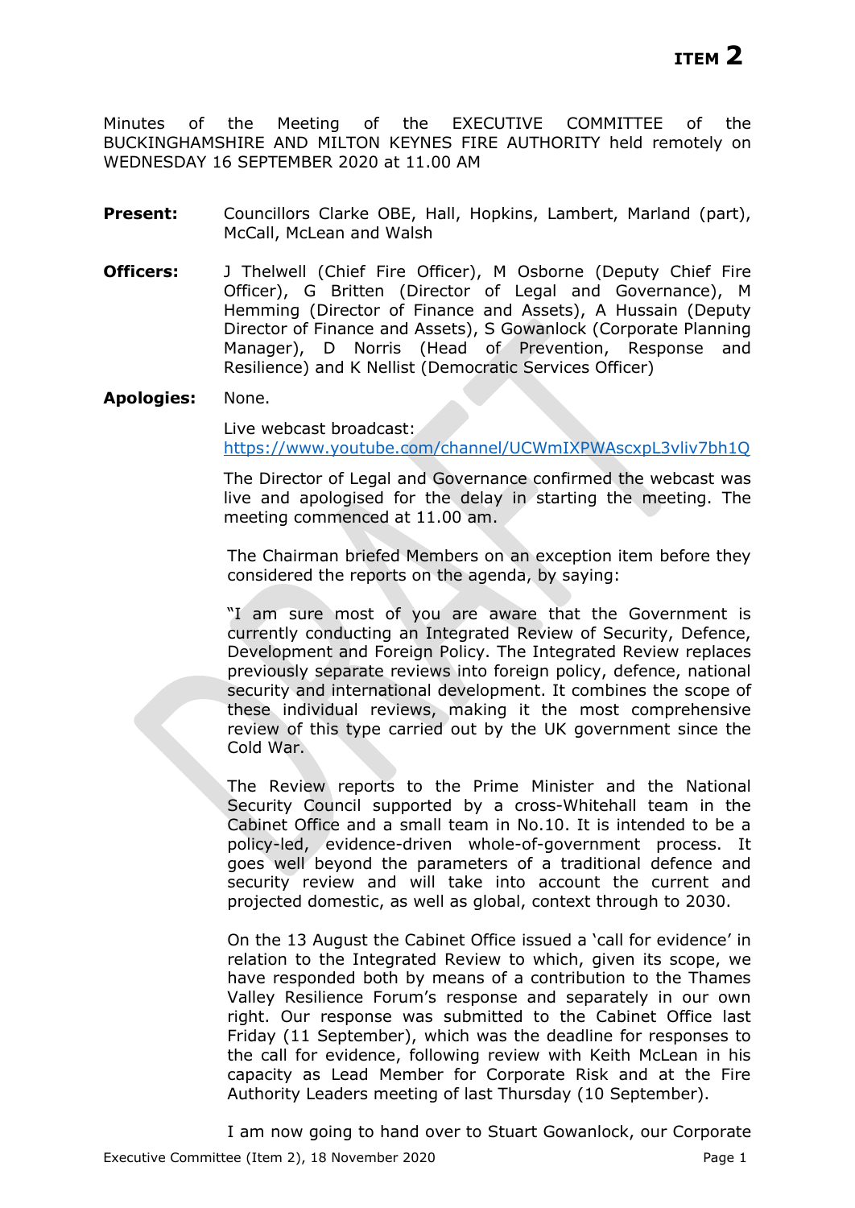**ITEM 2**

Minutes of the Meeting of the EXECUTIVE COMMITTEE of the BUCKINGHAMSHIRE AND MILTON KEYNES FIRE AUTHORITY held remotely on WEDNESDAY 16 SEPTEMBER 2020 at 11.00 AM

**Present:** Councillors Clarke OBE, Hall, Hopkins, Lambert, Marland (part), McCall, McLean and Walsh

**Officers:** J Thelwell (Chief Fire Officer), M Osborne (Deputy Chief Fire Officer), G Britten (Director of Legal and Governance), M Hemming (Director of Finance and Assets), A Hussain (Deputy Director of Finance and Assets), S Gowanlock (Corporate Planning Manager), D Norris (Head of Prevention, Response and Resilience) and K Nellist (Democratic Services Officer)

**Apologies:** None.

Live webcast broadcast:
https://www.youtube.com/channel/UCWmIXPWAscxpL3vliv7bh1Q

The Director of Legal and Governance confirmed the webcast was live and apologised for the delay in starting the meeting. The meeting commenced at 11.00 am.

The Chairman briefed Members on an exception item before they considered the reports on the agenda, by saying:

"I am sure most of you are aware that the Government is currently conducting an Integrated Review of Security, Defence, Development and Foreign Policy. The Integrated Review replaces previously separate reviews into foreign policy, defence, national security and international development. It combines the scope of these individual reviews, making it the most comprehensive review of this type carried out by the UK government since the Cold War.

The Review reports to the Prime Minister and the National Security Council supported by a cross-Whitehall team in the Cabinet Office and a small team in No.10. It is intended to be a policy-led, evidence-driven whole-of-government process. It goes well beyond the parameters of a traditional defence and security review and will take into account the current and projected domestic, as well as global, context through to 2030.

On the 13 August the Cabinet Office issued a 'call for evidence' in relation to the Integrated Review to which, given its scope, we have responded both by means of a contribution to the Thames Valley Resilience Forum's response and separately in our own right. Our response was submitted to the Cabinet Office last Friday (11 September), which was the deadline for responses to the call for evidence, following review with Keith McLean in his capacity as Lead Member for Corporate Risk and at the Fire Authority Leaders meeting of last Thursday (10 September).

I am now going to hand over to Stuart Gowanlock, our Corporate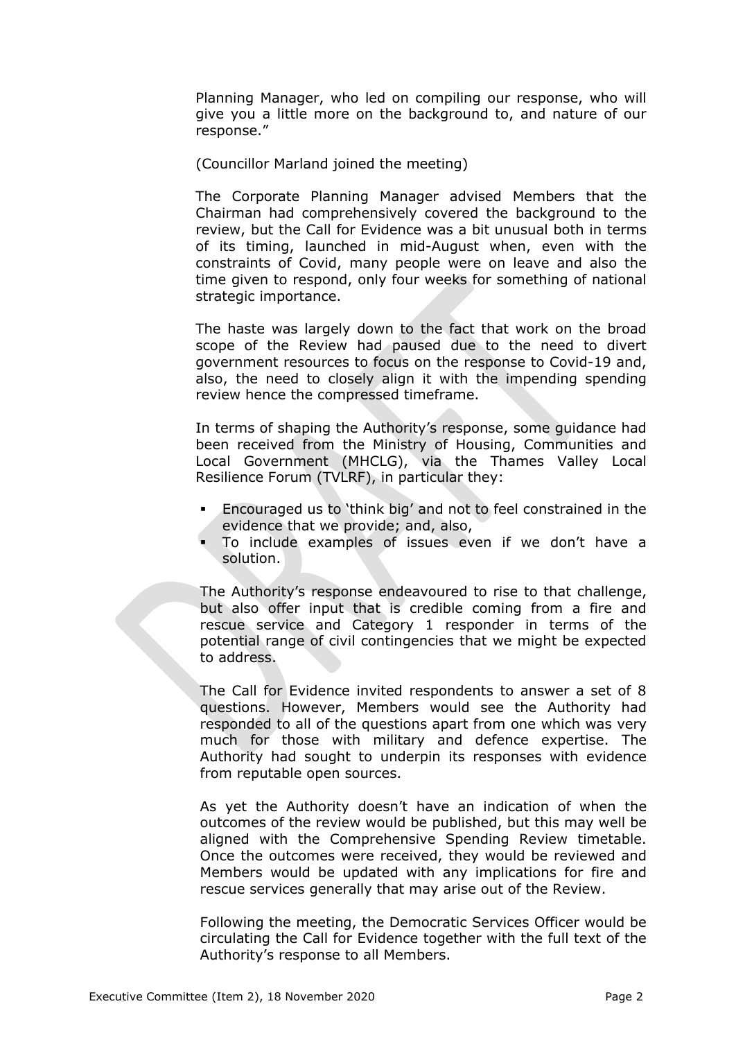Planning Manager, who led on compiling our response, who will give you a little more on the background to, and nature of our response."

(Councillor Marland joined the meeting)

The Corporate Planning Manager advised Members that the Chairman had comprehensively covered the background to the review, but the Call for Evidence was a bit unusual both in terms of its timing, launched in mid-August when, even with the constraints of Covid, many people were on leave and also the time given to respond, only four weeks for something of national strategic importance.

The haste was largely down to the fact that work on the broad scope of the Review had paused due to the need to divert government resources to focus on the response to Covid-19 and, also, the need to closely align it with the impending spending review hence the compressed timeframe.

In terms of shaping the Authority's response, some guidance had been received from the Ministry of Housing, Communities and Local Government (MHCLG), via the Thames Valley Local Resilience Forum (TVLRF), in particular they:

- Encouraged us to 'think big' and not to feel constrained in the evidence that we provide; and, also,
- To include examples of issues even if we don't have a solution.

The Authority's response endeavoured to rise to that challenge, but also offer input that is credible coming from a fire and rescue service and Category 1 responder in terms of the potential range of civil contingencies that we might be expected to address.

The Call for Evidence invited respondents to answer a set of 8 questions. However, Members would see the Authority had responded to all of the questions apart from one which was very much for those with military and defence expertise. The Authority had sought to underpin its responses with evidence from reputable open sources.

As yet the Authority doesn't have an indication of when the outcomes of the review would be published, but this may well be aligned with the Comprehensive Spending Review timetable. Once the outcomes were received, they would be reviewed and Members would be updated with any implications for fire and rescue services generally that may arise out of the Review.

Following the meeting, the Democratic Services Officer would be circulating the Call for Evidence together with the full text of the Authority's response to all Members.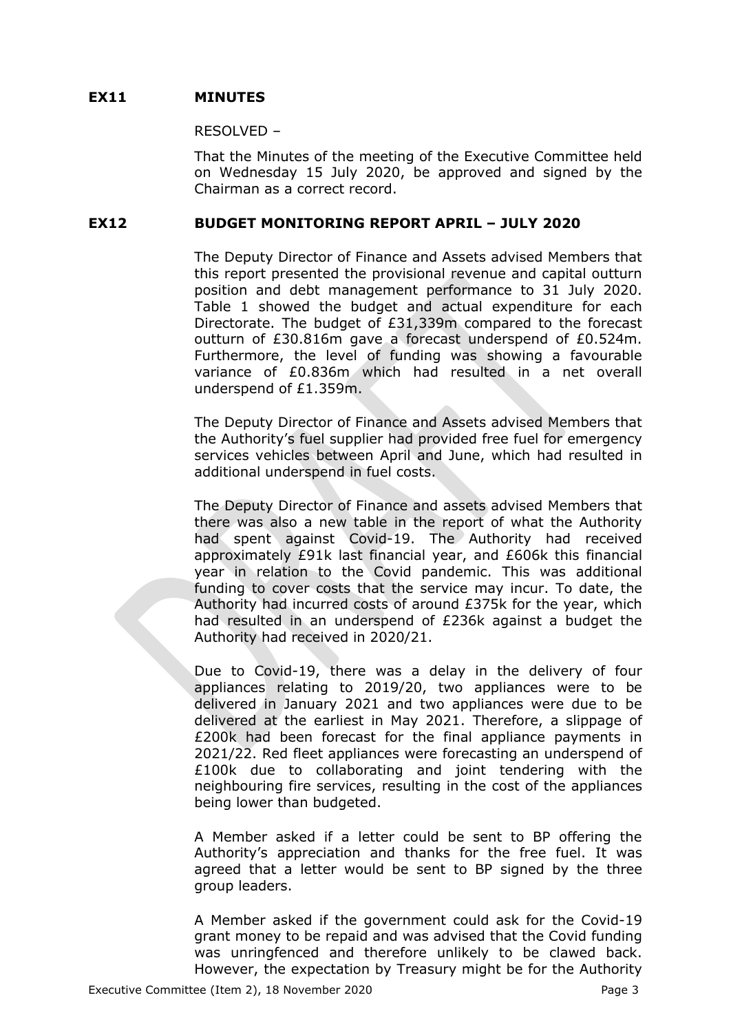## EX11 MINUTES

RESOLVED –

That the Minutes of the meeting of the Executive Committee held on Wednesday 15 July 2020, be approved and signed by the Chairman as a correct record.

## EX12 BUDGET MONITORING REPORT APRIL – JULY 2020

The Deputy Director of Finance and Assets advised Members that this report presented the provisional revenue and capital outturn position and debt management performance to 31 July 2020. Table 1 showed the budget and actual expenditure for each Directorate. The budget of £31,339m compared to the forecast outturn of £30.816m gave a forecast underspend of £0.524m. Furthermore, the level of funding was showing a favourable variance of £0.836m which had resulted in a net overall underspend of £1.359m.

The Deputy Director of Finance and Assets advised Members that the Authority's fuel supplier had provided free fuel for emergency services vehicles between April and June, which had resulted in additional underspend in fuel costs.

The Deputy Director of Finance and assets advised Members that there was also a new table in the report of what the Authority had spent against Covid-19. The Authority had received approximately £91k last financial year, and £606k this financial year in relation to the Covid pandemic. This was additional funding to cover costs that the service may incur. To date, the Authority had incurred costs of around £375k for the year, which had resulted in an underspend of £236k against a budget the Authority had received in 2020/21.

Due to Covid-19, there was a delay in the delivery of four appliances relating to 2019/20, two appliances were to be delivered in January 2021 and two appliances were due to be delivered at the earliest in May 2021. Therefore, a slippage of £200k had been forecast for the final appliance payments in 2021/22. Red fleet appliances were forecasting an underspend of £100k due to collaborating and joint tendering with the neighbouring fire services, resulting in the cost of the appliances being lower than budgeted.

A Member asked if a letter could be sent to BP offering the Authority's appreciation and thanks for the free fuel. It was agreed that a letter would be sent to BP signed by the three group leaders.

A Member asked if the government could ask for the Covid-19 grant money to be repaid and was advised that the Covid funding was unringfenced and therefore unlikely to be clawed back. However, the expectation by Treasury might be for the Authority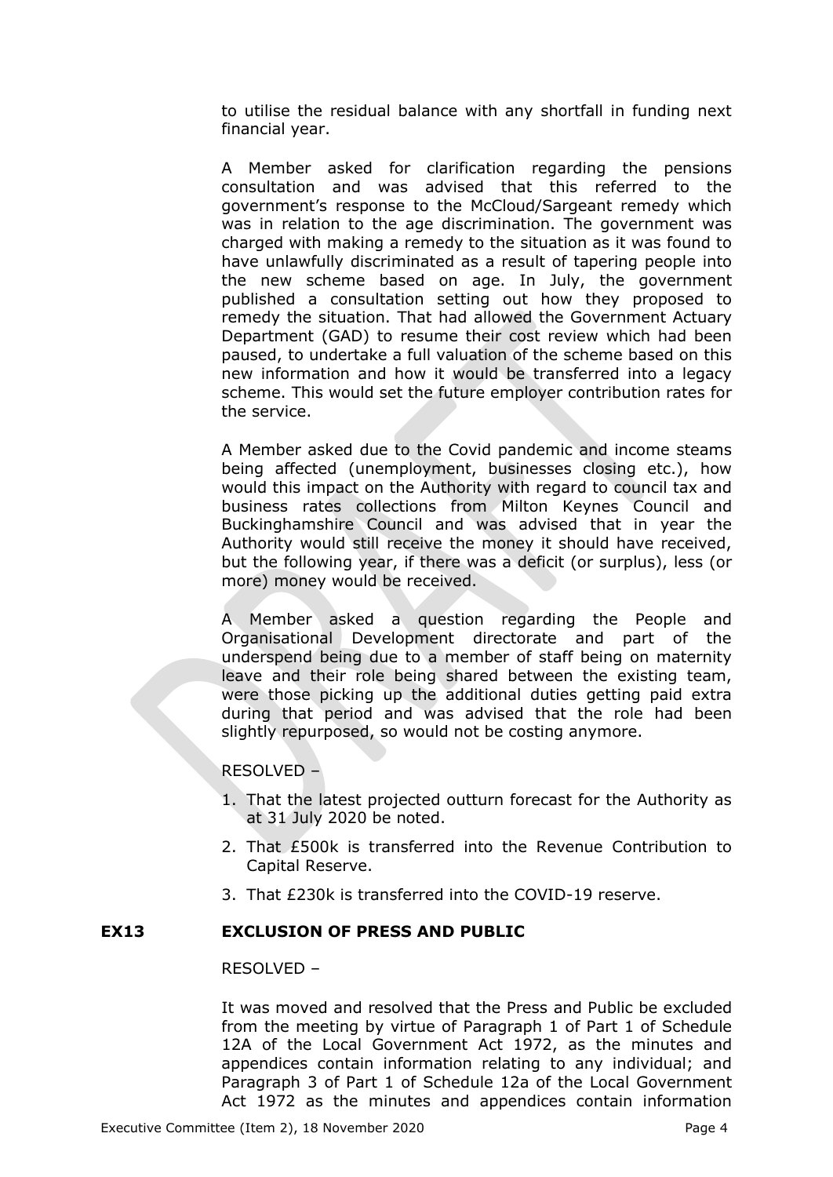to utilise the residual balance with any shortfall in funding next financial year.

A Member asked for clarification regarding the pensions consultation and was advised that this referred to the government's response to the McCloud/Sargeant remedy which was in relation to the age discrimination. The government was charged with making a remedy to the situation as it was found to have unlawfully discriminated as a result of tapering people into the new scheme based on age. In July, the government published a consultation setting out how they proposed to remedy the situation. That had allowed the Government Actuary Department (GAD) to resume their cost review which had been paused, to undertake a full valuation of the scheme based on this new information and how it would be transferred into a legacy scheme. This would set the future employer contribution rates for the service.

A Member asked due to the Covid pandemic and income steams being affected (unemployment, businesses closing etc.), how would this impact on the Authority with regard to council tax and business rates collections from Milton Keynes Council and Buckinghamshire Council and was advised that in year the Authority would still receive the money it should have received, but the following year, if there was a deficit (or surplus), less (or more) money would be received.

A Member asked a question regarding the People and Organisational Development directorate and part of the underspend being due to a member of staff being on maternity leave and their role being shared between the existing team, were those picking up the additional duties getting paid extra during that period and was advised that the role had been slightly repurposed, so would not be costing anymore.

RESOLVED –

1. That the latest projected outturn forecast for the Authority as at 31 July 2020 be noted.
2. That £500k is transferred into the Revenue Contribution to Capital Reserve.
3. That £230k is transferred into the COVID-19 reserve.

**EX13 EXCLUSION OF PRESS AND PUBLIC**

RESOLVED –

It was moved and resolved that the Press and Public be excluded from the meeting by virtue of Paragraph 1 of Part 1 of Schedule 12A of the Local Government Act 1972, as the minutes and appendices contain information relating to any individual; and Paragraph 3 of Part 1 of Schedule 12a of the Local Government Act 1972 as the minutes and appendices contain information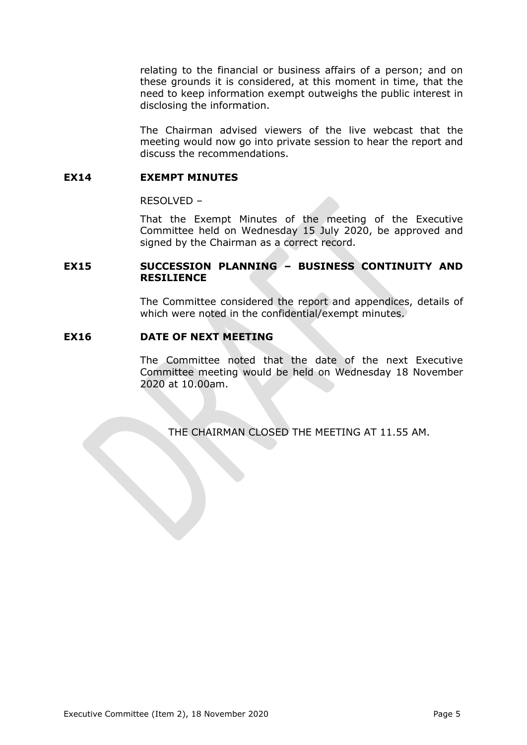relating to the financial or business affairs of a person; and on these grounds it is considered, at this moment in time, that the need to keep information exempt outweighs the public interest in disclosing the information.

The Chairman advised viewers of the live webcast that the meeting would now go into private session to hear the report and discuss the recommendations.

**EX14 EXEMPT MINUTES**

RESOLVED –

That the Exempt Minutes of the meeting of the Executive Committee held on Wednesday 15 July 2020, be approved and signed by the Chairman as a correct record.

**EX15 SUCCESSION PLANNING – BUSINESS CONTINUITY AND RESILIENCE**

The Committee considered the report and appendices, details of which were noted in the confidential/exempt minutes.

**EX16 DATE OF NEXT MEETING**

The Committee noted that the date of the next Executive Committee meeting would be held on Wednesday 18 November 2020 at 10.00am.

THE CHAIRMAN CLOSED THE MEETING AT 11.55 AM.